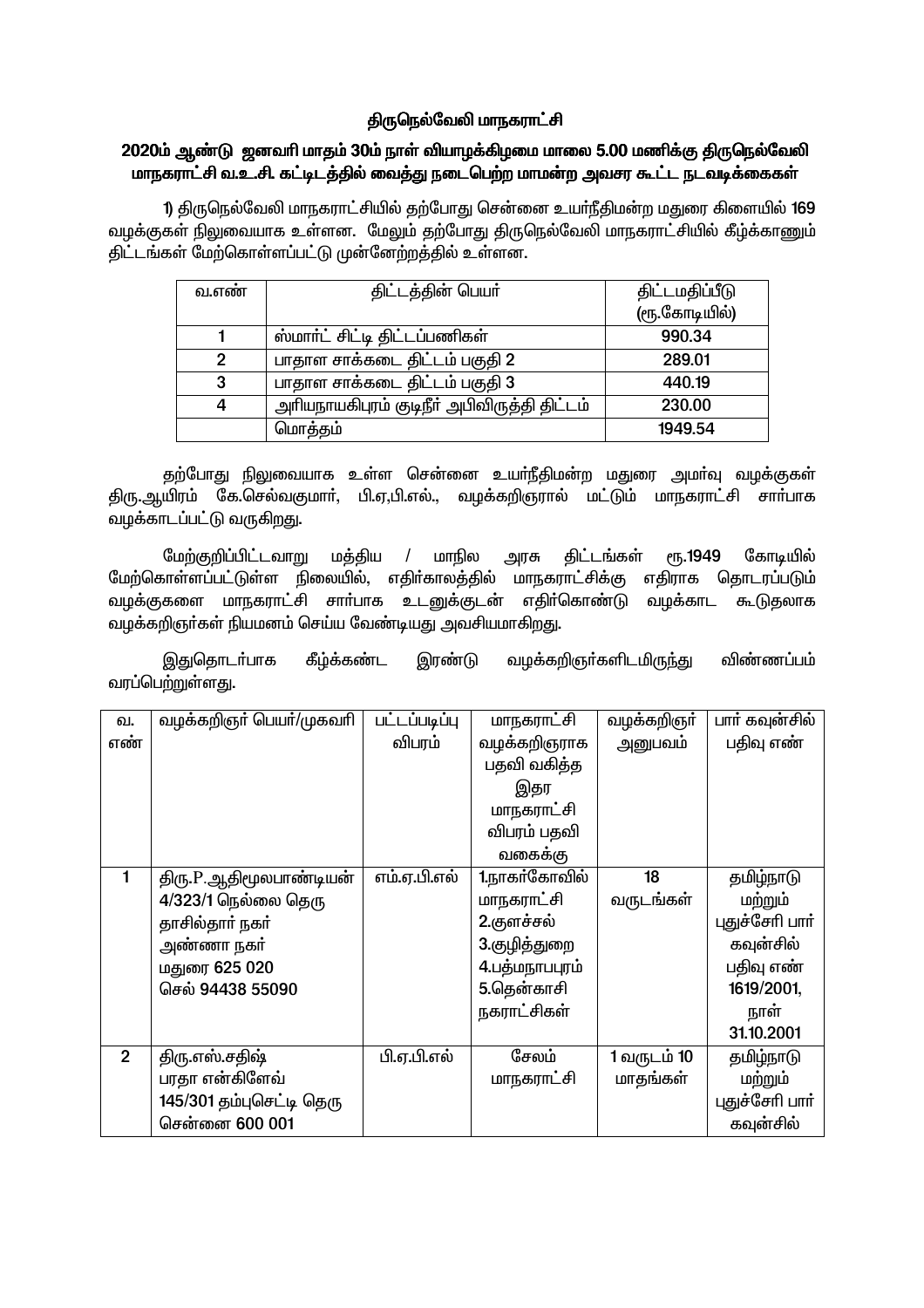## திருநெல்வேலி மாநகராட்சி

### 2020ம் ஆண்டு ஜனவரி மாதம் 30ம் நாள் வியாழக்கிழமை மாலை 5.00 மணிக்கு திருநெல்வேலி மாநகராட்சி வ.உ.சி. கட்டிடத்தில் வைத்து நடைபெற்ற மாமன்ற அவசர கூட்ட நடவடிக்கைகள்

1) திருநெல்வேலி மாநகராட்சியில் தற்போது சென்னை உயர்நீதிமன்ற மதுரை கிளையில் 169 வழக்குகள் நிலுவையாக உள்ளன. மேலும் தற்போது திருநெல்வேலி மாநகராட்சியில் கீழ்க்காணும் திட்டங்கள் மேற்கொள்ளப்பட்டு முன்னேற்றத்தில் உள்ளன.

| வ.எண் | திட்டத்தின் பெயர் | திட்டமதிப்பீடு (ரூ.கோடியில்) |
|---|---|---|
| 1 | ஸ்மார்ட் சிட்டி திட்டப்பணிகள் | 990.34 |
| 2 | பாதாள சாக்கடை திட்டம் பகுதி 2 | 289.01 |
| 3 | பாதாள சாக்கடை திட்டம் பகுதி 3 | 440.19 |
| 4 | அரியநாயகிபுரம் குடிநீர் அபிவிருத்தி திட்டம் | 230.00 |
| | மொத்தம் | 1949.54 |

தற்போது நிலுவையாக உள்ள சென்னை உயர்நீதிமன்ற மதுரை அமர்வு வழக்குகள் திரு.ஆயிரம் கே.செல்வகுமார், பி.ஏ,பி.எல்., வழக்கறிஞரால் மட்டும் மாநகராட்சி சார்பாக வழக்காடப்பட்டு வருகிறது.

மேற்குறிப்பிட்டவாறு மத்திய / மாநில அரசு திட்டங்கள் ரூ.1949 கோடியில் மேற்கொள்ளப்பட்டுள்ள நிலையில், எதிர்காலத்தில் மாநகராட்சிக்கு எதிராக தொடரப்படும் வழக்குகளை மாநகராட்சி சார்பாக உடனுக்குடன் எதிர்கொண்டு வழக்காட கூடுதலாக வழக்கறிஞர்கள் நியமனம் செய்ய வேண்டியது அவசியமாகிறது.

இதுதொடர்பாக கீழ்க்கண்ட இரண்டு வழக்கறிஞர்களிடமிருந்து விண்ணப்பம் வரப்பெற்றுள்ளது.

| வ. எண் | வழக்கறிஞர் பெயர்/முகவரி | பட்டப்படிப்பு விபரம் | மாநகராட்சி வழக்கறிஞராக பதவி வகித்த இதர மாநகராட்சி விபரம் பதவி வகைக்கு | வழக்கறிஞர் அனுபவம் | பார் கவுன்சில் பதிவு எண் |
|---|---|---|---|---|---|
| 1 | திரு.P.ஆதிமூலபாண்டியன்<br>4/323/1 நெல்லை தெரு<br>தாசில்தார் நகர்<br>அண்ணா நகர்<br>மதுரை 625 020<br>செல் 94438 55090 | எம்.ஏ.பி.எல் | 1.நாகர்கோவில் மாநகராட்சி<br>2.குளச்சல்<br>3.குழித்துறை<br>4.பத்மநாபபுரம்<br>5.தென்காசி நகராட்சிகள் | 18 வருடங்கள் | தமிழ்நாடு மற்றும் புதுச்சேரி பார் கவுன்சில் பதிவு எண் 1619/2001, நாள் 31.10.2001 |
| 2 | திரு.எஸ்.சதிஷ்<br>பரதா என்கிளேவ்<br>145/301 தம்புசெட்டி தெரு<br>சென்னை 600 001 | பி.ஏ.பி.எல் | சேலம் மாநகராட்சி | 1 வருடம் 10 மாதங்கள் | தமிழ்நாடு மற்றும் புதுச்சேரி பார் கவுன்சில் |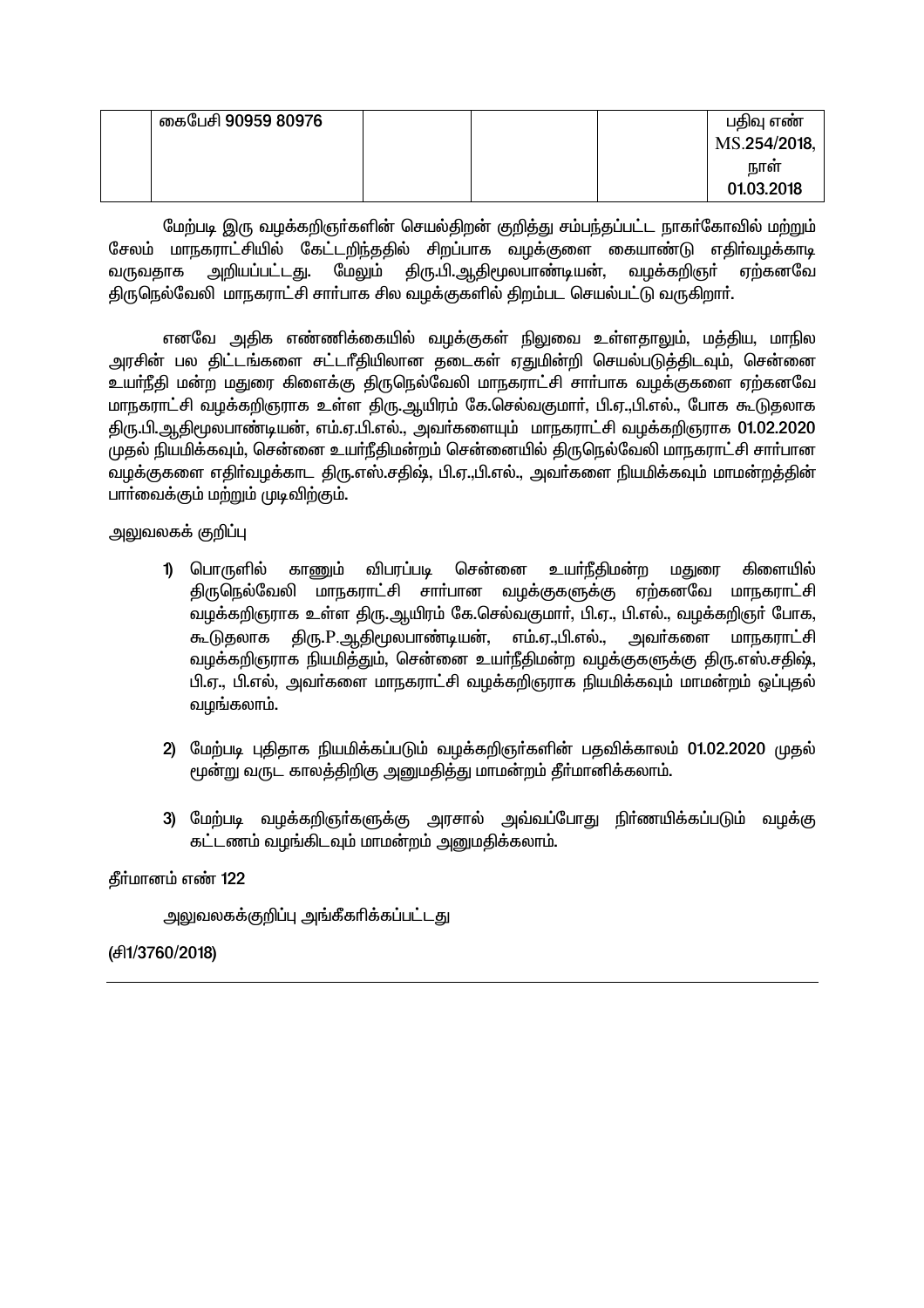| | | | | | |
|---|---|---|---|---|---|
| | கைபேசி 90959 80976 | | | | பதிவு எண் MS.254/2018, நாள் 01.03.2018 |

மேற்படி இரு வழக்கறிஞர்களின் செயல்திறன் குறித்து சம்பந்தப்பட்ட நாகர்கோவில் மற்றும் சேலம் மாநகராட்சியில் கேட்டறிந்ததில் சிறப்பாக வழக்குளை கையாண்டு எதிர்வழக்காடி வருவதாக அறியப்பட்டது. மேலும் திரு.பி.ஆதிமூலபாண்டியன், வழக்கறிஞர் ஏற்கனவே திருநெல்வேலி மாநகராட்சி சார்பாக சில வழக்குகளில் திறம்பட செயல்பட்டு வருகிறார்.

எனவே அதிக எண்ணிக்கையில் வழக்குகள் நிலுவை உள்ளதாலும், மத்திய, மாநில அரசின் பல திட்டங்களை சட்டரீதியிலான தடைகள் ஏதுமின்றி செயல்படுத்திடவும், சென்னை உயர்நீதி மன்ற மதுரை கிளைக்கு திருநெல்வேலி மாநகராட்சி சார்பாக வழக்குகளை ஏற்கனவே மாநகராட்சி வழக்கறிஞராக உள்ள திரு.ஆயிரம் கே.செல்வகுமார், பி.ஏ.,பி.எல்., போக கூடுதலாக திரு.பி.ஆதிமூலபாண்டியன், எம்.ஏ.பி.எல்., அவர்களையும் மாநகராட்சி வழக்கறிஞராக 01.02.2020 முதல் நியமிக்கவும், சென்னை உயர்நீதிமன்றம் சென்னையில் திருநெல்வேலி மாநகராட்சி சார்பான வழக்குகளை எதிர்வழக்காட திரு.எஸ்.சதிஷ், பி.ஏ.,பி.எல்., அவர்களை நியமிக்கவும் மாமன்றத்தின் பார்வைக்கும் மற்றும் முடிவிற்கும்.

அலுவலகக் குறிப்பு

1) பொருளில் காணும் விபரப்படி சென்னை உயர்நீதிமன்ற மதுரை கிளையில் திருநெல்வேலி மாநகராட்சி சார்பான வழக்குகளுக்கு ஏற்கனவே மாநகராட்சி வழக்கறிஞராக உள்ள திரு.ஆயிரம் கே.செல்வகுமார், பி.ஏ., பி.எல்., வழக்கறிஞர் போக, கூடுதலாக திரு.P.ஆதிமூலபாண்டியன், எம்.ஏ.,பி.எல்., அவர்களை மாநகராட்சி வழக்கறிஞராக நியமித்தும், சென்னை உயர்நீதிமன்ற வழக்குகளுக்கு திரு.எஸ்.சதிஷ், பி.ஏ., பி.எல், அவர்களை மாநகராட்சி வழக்கறிஞராக நியமிக்கவும் மாமன்றம் ஒப்புதல் வழங்கலாம்.

2) மேற்படி புதிதாக நியமிக்கப்படும் வழக்கறிஞர்களின் பதவிக்காலம் 01.02.2020 முதல் மூன்று வருட காலத்திற்கு அனுமதித்து மாமன்றம் தீர்மானிக்கலாம்.

3) மேற்படி வழக்கறிஞர்களுக்கு அரசால் அவ்வப்போது நிர்ணயிக்கப்படும் வழக்கு கட்டணம் வழங்கிடவும் மாமன்றம் அனுமதிக்கலாம்.

தீர்மானம் எண் 122

அலுவலகக்குறிப்பு அங்கீகரிக்கப்பட்டது

(சி1/3760/2018)